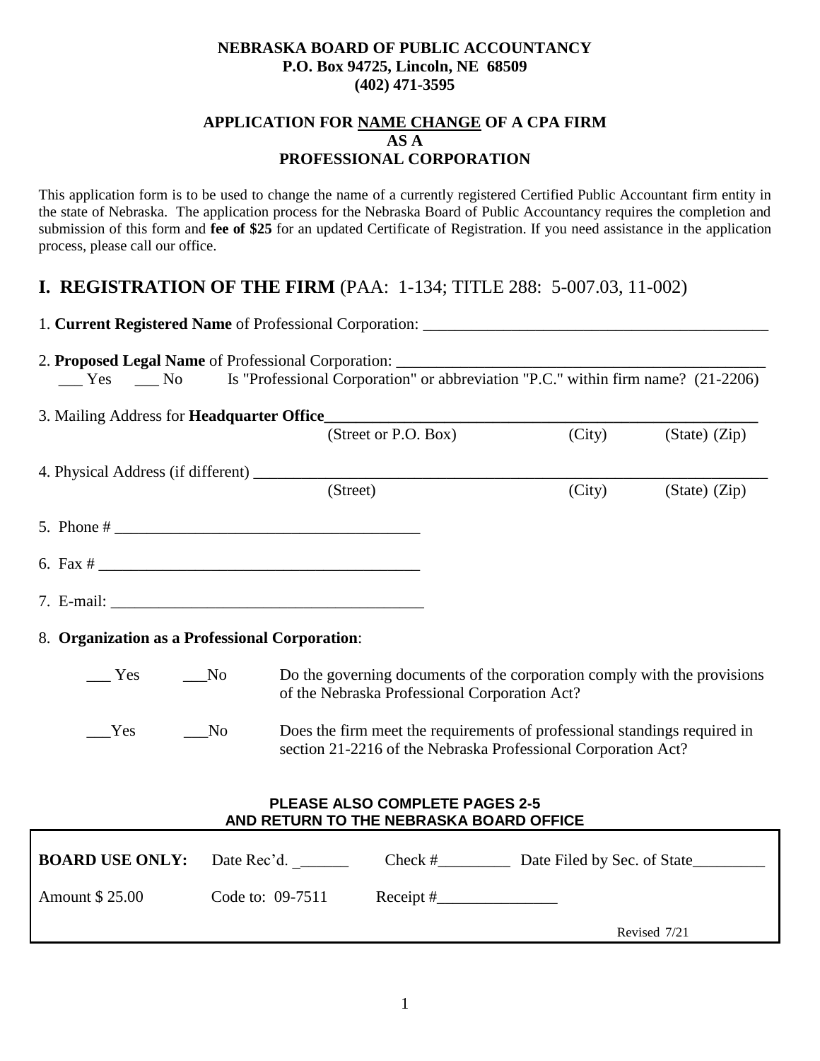**NEBRASKA BOARD OF PUBLIC ACCOUNTANCY**
**P.O. Box 94725, Lincoln, NE 68509**
**(402) 471-3595**

**APPLICATION FOR NAME CHANGE OF A CPA FIRM**
**AS A**
**PROFESSIONAL CORPORATION**

This application form is to be used to change the name of a currently registered Certified Public Accountant firm entity in the state of Nebraska. The application process for the Nebraska Board of Public Accountancy requires the completion and submission of this form and **fee of $25** for an updated Certificate of Registration. If you need assistance in the application process, please call our office.

## I. REGISTRATION OF THE FIRM (PAA: 1-134; TITLE 288: 5-007.03, 11-002)

1. **Current Registered Name** of Professional Corporation: ____________________________________________

2. **Proposed Legal Name** of Professional Corporation: ______________________________________________
___ Yes ___ No Is "Professional Corporation" or abbreviation "P.C." within firm name? (21-2206)

3. Mailing Address for **Headquarter Office**________________________________________________________
(Street or P.O. Box) (City) (State) (Zip)

4. Physical Address (if different) ________________________________________________________________
(Street) (City) (State) (Zip)

5. Phone # ______________________________________

6. Fax # ________________________________________

7. E-mail: _______________________________________

8. **Organization as a Professional Corporation**:

___ Yes ___No Do the governing documents of the corporation comply with the provisions of the Nebraska Professional Corporation Act?

___Yes ___No Does the firm meet the requirements of professional standings required in section 21-2216 of the Nebraska Professional Corporation Act?

**PLEASE ALSO COMPLETE PAGES 2-5**
**AND RETURN TO THE NEBRASKA BOARD OFFICE**

| **BOARD USE ONLY:** | Date Rec'd. ______ | Check #_________ | Date Filed by Sec. of State_________ |
|---|---|---|---|
| Amount $ 25.00 | Code to: 09-7511 | Receipt #_______________ | |
| | | | Revised 7/21 |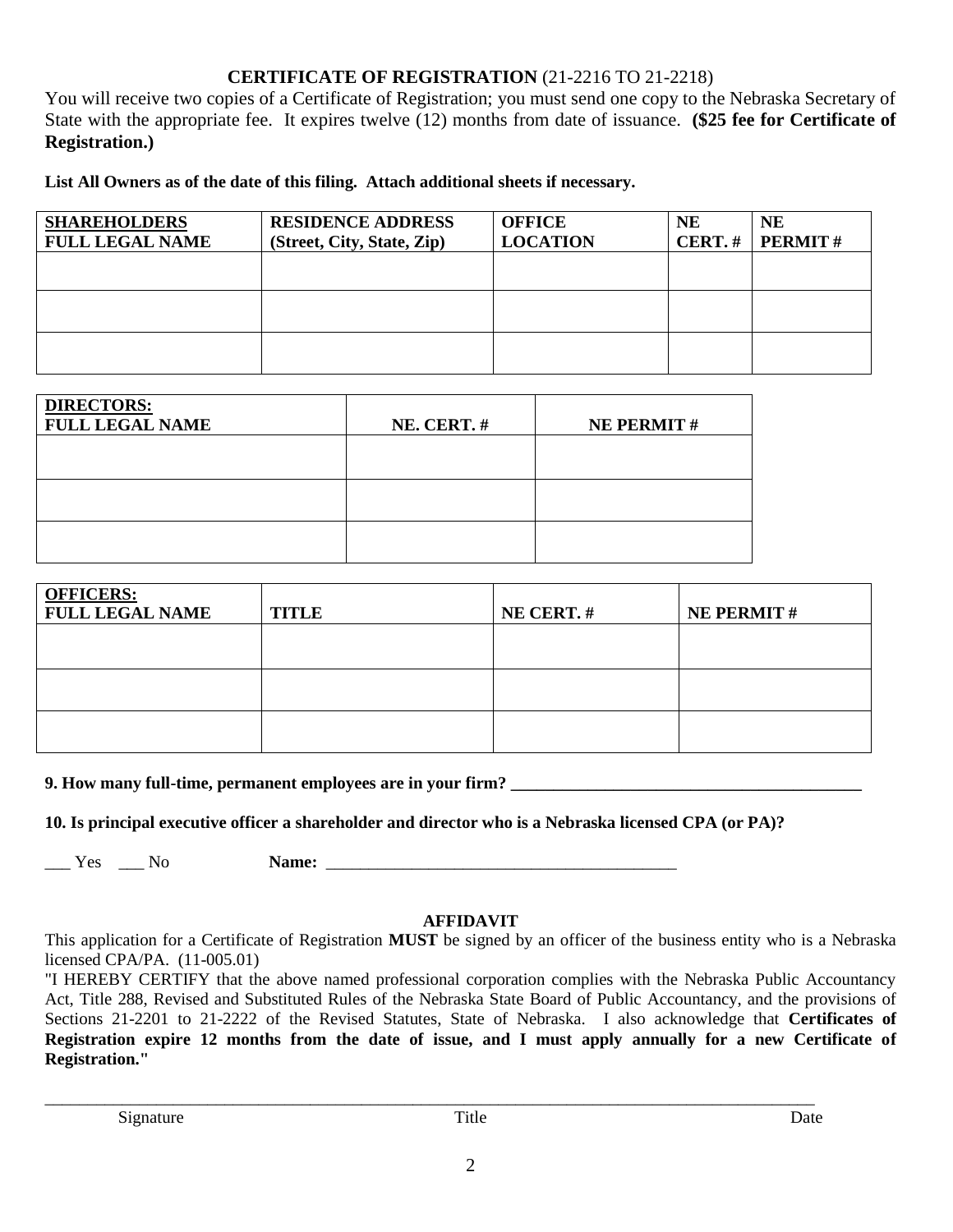## CERTIFICATE OF REGISTRATION (21-2216 TO 21-2218)

You will receive two copies of a Certificate of Registration; you must send one copy to the Nebraska Secretary of State with the appropriate fee. It expires twelve (12) months from date of issuance. **($25 fee for Certificate of Registration.)**

**List All Owners as of the date of this filing. Attach additional sheets if necessary.**

| SHAREHOLDERS FULL LEGAL NAME | RESIDENCE ADDRESS (Street, City, State, Zip) | OFFICE LOCATION | NE CERT. # | NE PERMIT # |
|---|---|---|---|---|
| | | | | |
| | | | | |
| | | | | |

| DIRECTORS: FULL LEGAL NAME | NE. CERT. # | NE PERMIT # |
|---|---|---|
| | | |
| | | |
| | | |

| OFFICERS: FULL LEGAL NAME | TITLE | NE CERT. # | NE PERMIT # |
|---|---|---|---|
| | | | |
| | | | |
| | | | |

**9. How many full-time, permanent employees are in your firm?** ___________________________________________

**10. Is principal executive officer a shareholder and director who is a Nebraska licensed CPA (or PA)?**

___ Yes ___ No **Name:** ___________________________________________

### AFFIDAVIT

This application for a Certificate of Registration **MUST** be signed by an officer of the business entity who is a Nebraska licensed CPA/PA. (11-005.01)

"I HEREBY CERTIFY that the above named professional corporation complies with the Nebraska Public Accountancy Act, Title 288, Revised and Substituted Rules of the Nebraska State Board of Public Accountancy, and the provisions of Sections 21-2201 to 21-2222 of the Revised Statutes, State of Nebraska. I also acknowledge that **Certificates of Registration expire 12 months from the date of issue, and I must apply annually for a new Certificate of Registration."**

_____________________________________________________________________________________________

Signature Title Date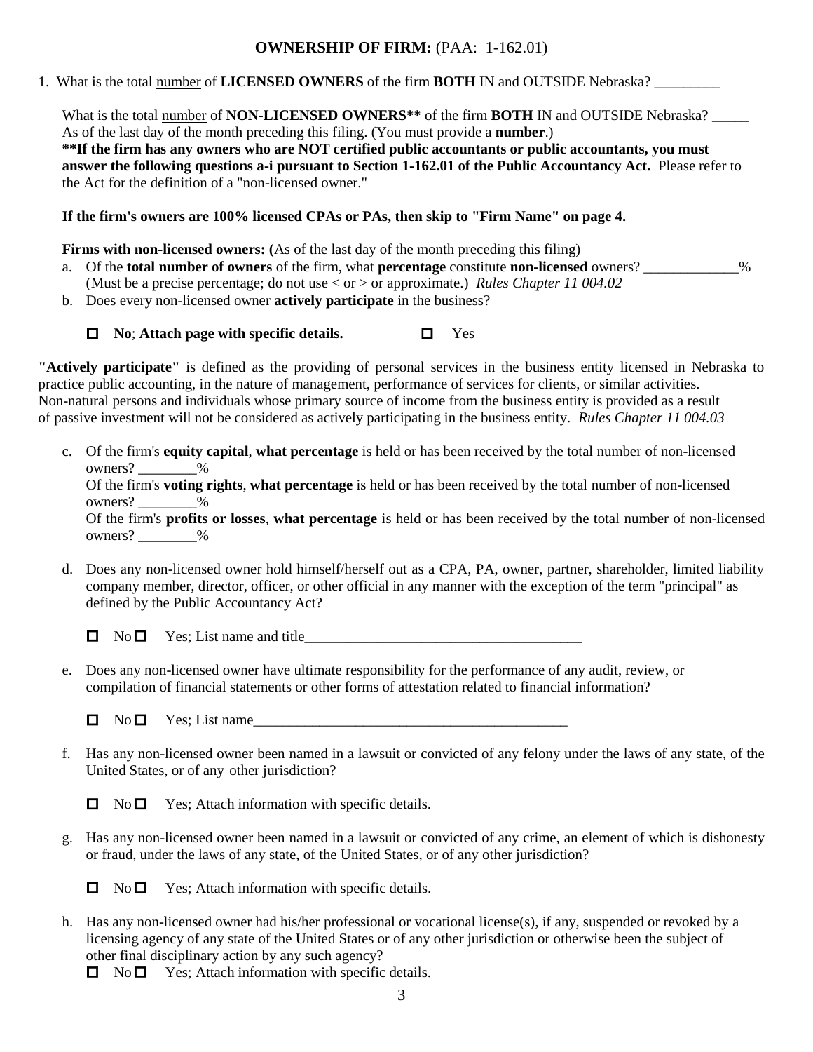## **OWNERSHIP OF FIRM:** (PAA: 1-162.01)

1. What is the total <u>number</u> of **LICENSED OWNERS** of the firm **BOTH** IN and OUTSIDE Nebraska? _________

   What is the total <u>number</u> of **NON-LICENSED OWNERS**** of the firm **BOTH** IN and OUTSIDE Nebraska? _____
   As of the last day of the month preceding this filing. (You must provide a **number**.)
   ****If the firm has any owners who are NOT certified public accountants or public accountants, you must answer the following questions a-i pursuant to Section 1-162.01 of the Public Accountancy Act.** Please refer to the Act for the definition of a "non-licensed owner."

   **If the firm's owners are 100% licensed CPAs or PAs, then skip to "Firm Name" on page 4.**

   **Firms with non-licensed owners: (**As of the last day of the month preceding this filing)

   a. Of the **total number of owners** of the firm, what **percentage** constitute **non-licensed** owners? _____________%
   (Must be a precise percentage; do not use < or > or approximate.) *Rules Chapter 11 004.02*

   b. Does every non-licensed owner **actively participate** in the business?

   ☐ **No**; **Attach page with specific details.** ☐ Yes

**"Actively participate"** is defined as the providing of personal services in the business entity licensed in Nebraska to practice public accounting, in the nature of management, performance of services for clients, or similar activities. Non-natural persons and individuals whose primary source of income from the business entity is provided as a result of passive investment will not be considered as actively participating in the business entity. *Rules Chapter 11 004.03*

   c. Of the firm's **equity capital**, **what percentage** is held or has been received by the total number of non-licensed owners? ________%
   Of the firm's **voting rights**, **what percentage** is held or has been received by the total number of non-licensed owners? ________%
   Of the firm's **profits or losses**, **what percentage** is held or has been received by the total number of non-licensed owners? ________%

   d. Does any non-licensed owner hold himself/herself out as a CPA, PA, owner, partner, shareholder, limited liability company member, director, officer, or other official in any manner with the exception of the term "principal" as defined by the Public Accountancy Act?

   ☐ No ☐ Yes; List name and title_______________________________________

   e. Does any non-licensed owner have ultimate responsibility for the performance of any audit, review, or compilation of financial statements or other forms of attestation related to financial information?

   ☐ No ☐ Yes; List name____________________________________________

   f. Has any non-licensed owner been named in a lawsuit or convicted of any felony under the laws of any state, of the United States, or of any other jurisdiction?

   ☐ No ☐ Yes; Attach information with specific details.

   g. Has any non-licensed owner been named in a lawsuit or convicted of any crime, an element of which is dishonesty or fraud, under the laws of any state, of the United States, or of any other jurisdiction?

   ☐ No ☐ Yes; Attach information with specific details.

   h. Has any non-licensed owner had his/her professional or vocational license(s), if any, suspended or revoked by a licensing agency of any state of the United States or of any other jurisdiction or otherwise been the subject of other final disciplinary action by any such agency?
   ☐ No ☐ Yes; Attach information with specific details.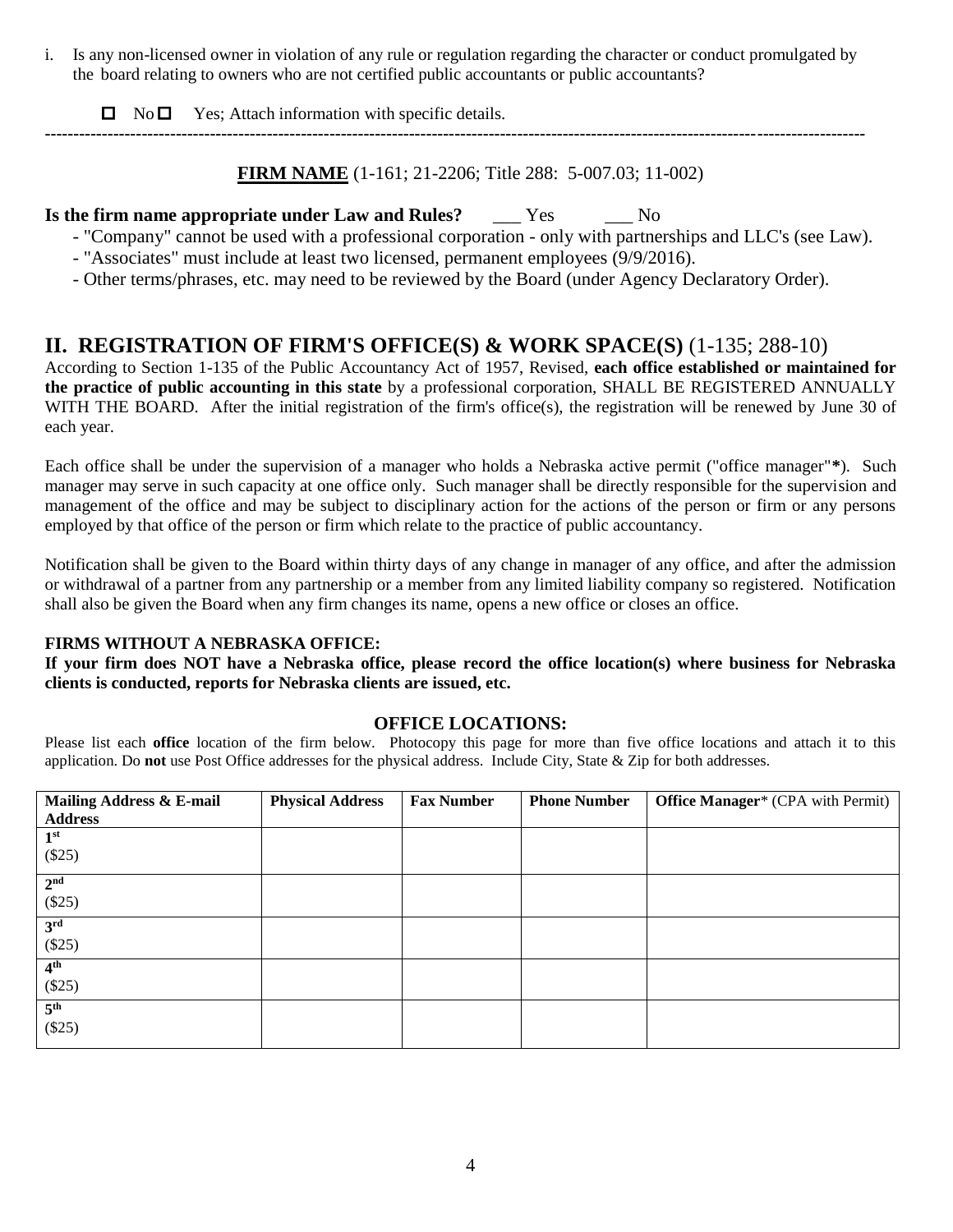i. Is any non-licensed owner in violation of any rule or regulation regarding the character or conduct promulgated by the board relating to owners who are not certified public accountants or public accountants?

☐ No ☐ Yes; Attach information with specific details.

---

**FIRM NAME** (1-161; 21-2206; Title 288: 5-007.03; 11-002)

**Is the firm name appropriate under Law and Rules?** ___ Yes ___ No

- "Company" cannot be used with a professional corporation - only with partnerships and LLC's (see Law).
- "Associates" must include at least two licensed, permanent employees (9/9/2016).
- Other terms/phrases, etc. may need to be reviewed by the Board (under Agency Declaratory Order).

## II. REGISTRATION OF FIRM'S OFFICE(S) & WORK SPACE(S) (1-135; 288-10)

According to Section 1-135 of the Public Accountancy Act of 1957, Revised, **each office established or maintained for the practice of public accounting in this state** by a professional corporation, SHALL BE REGISTERED ANNUALLY WITH THE BOARD. After the initial registration of the firm's office(s), the registration will be renewed by June 30 of each year.

Each office shall be under the supervision of a manager who holds a Nebraska active permit ("office manager"*). Such manager may serve in such capacity at one office only. Such manager shall be directly responsible for the supervision and management of the office and may be subject to disciplinary action for the actions of the person or firm or any persons employed by that office of the person or firm which relate to the practice of public accountancy.

Notification shall be given to the Board within thirty days of any change in manager of any office, and after the admission or withdrawal of a partner from any partnership or a member from any limited liability company so registered. Notification shall also be given the Board when any firm changes its name, opens a new office or closes an office.

**FIRMS WITHOUT A NEBRASKA OFFICE:**

**If your firm does NOT have a Nebraska office, please record the office location(s) where business for Nebraska clients is conducted, reports for Nebraska clients are issued, etc.**

### OFFICE LOCATIONS:

Please list each **office** location of the firm below. Photocopy this page for more than five office locations and attach it to this application. Do **not** use Post Office addresses for the physical address. Include City, State & Zip for both addresses.

| Mailing Address & E-mail Address | Physical Address | Fax Number | Phone Number | Office Manager* (CPA with Permit) |
|---|---|---|---|---|
| 1st ($25) | | | | |
| 2nd ($25) | | | | |
| 3rd ($25) | | | | |
| 4th ($25) | | | | |
| 5th ($25) | | | | |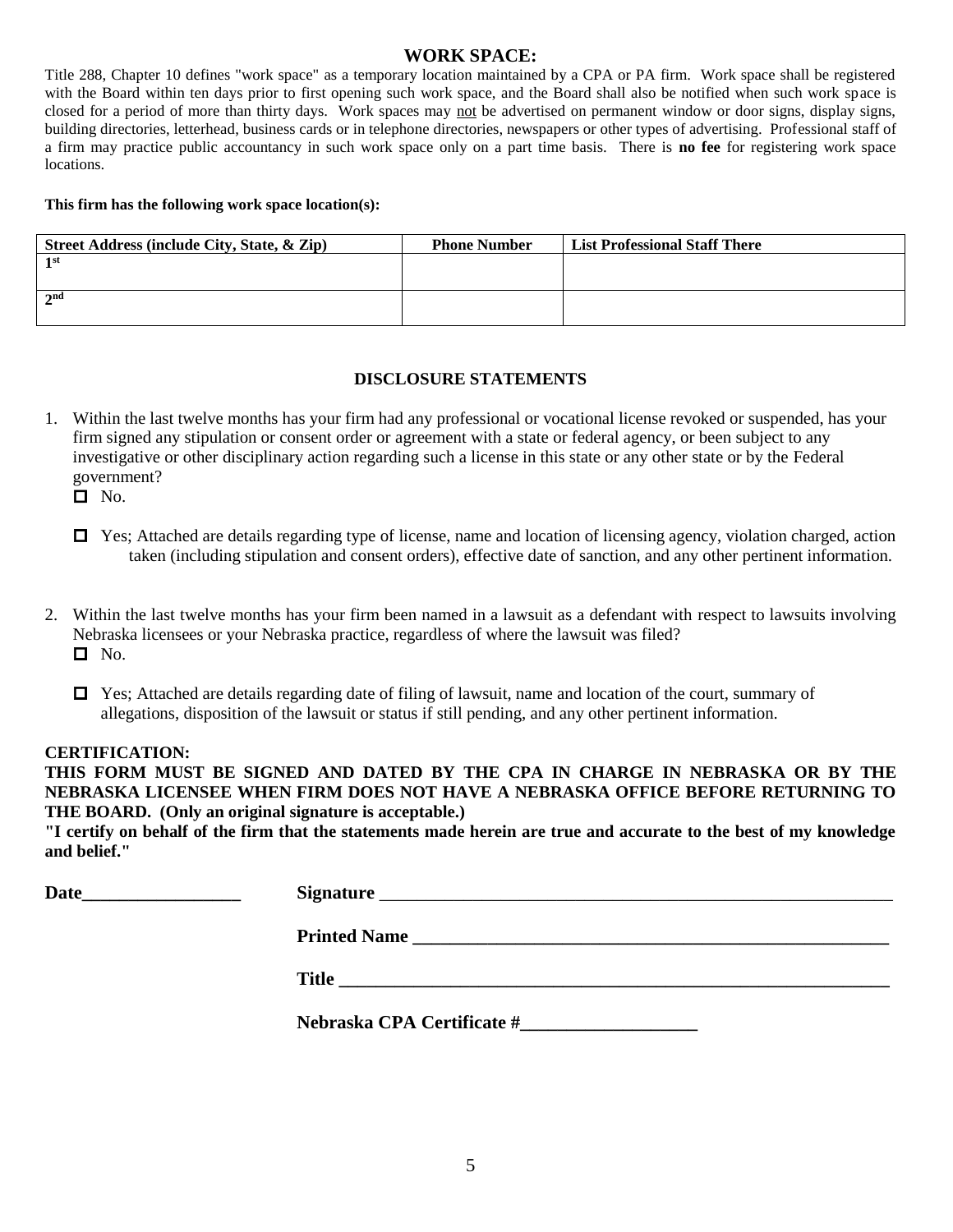## WORK SPACE:

Title 288, Chapter 10 defines "work space" as a temporary location maintained by a CPA or PA firm. Work space shall be registered with the Board within ten days prior to first opening such work space, and the Board shall also be notified when such work space is closed for a period of more than thirty days. Work spaces may not be advertised on permanent window or door signs, display signs, building directories, letterhead, business cards or in telephone directories, newspapers or other types of advertising. Professional staff of a firm may practice public accountancy in such work space only on a part time basis. There is **no fee** for registering work space locations.

**This firm has the following work space location(s):**

| Street Address (include City, State, & Zip) | Phone Number | List Professional Staff There |
|---|---|---|
| 1st | | |
| 2nd | | |

### DISCLOSURE STATEMENTS

1. Within the last twelve months has your firm had any professional or vocational license revoked or suspended, has your firm signed any stipulation or consent order or agreement with a state or federal agency, or been subject to any investigative or other disciplinary action regarding such a license in this state or any other state or by the Federal government?

   ☐ No.

   ☐ Yes; Attached are details regarding type of license, name and location of licensing agency, violation charged, action taken (including stipulation and consent orders), effective date of sanction, and any other pertinent information.

2. Within the last twelve months has your firm been named in a lawsuit as a defendant with respect to lawsuits involving Nebraska licensees or your Nebraska practice, regardless of where the lawsuit was filed?

   ☐ No.

   ☐ Yes; Attached are details regarding date of filing of lawsuit, name and location of the court, summary of allegations, disposition of the lawsuit or status if still pending, and any other pertinent information.

**CERTIFICATION:**

**THIS FORM MUST BE SIGNED AND DATED BY THE CPA IN CHARGE IN NEBRASKA OR BY THE NEBRASKA LICENSEE WHEN FIRM DOES NOT HAVE A NEBRASKA OFFICE BEFORE RETURNING TO THE BOARD. (Only an original signature is acceptable.)**

**"I certify on behalf of the firm that the statements made herein are true and accurate to the best of my knowledge and belief."**

**Date**_________________ **Signature** ___________________________________________________________

**Printed Name** ______________________________________________________

**Title** _____________________________________________________________

**Nebraska CPA Certificate #**___________________